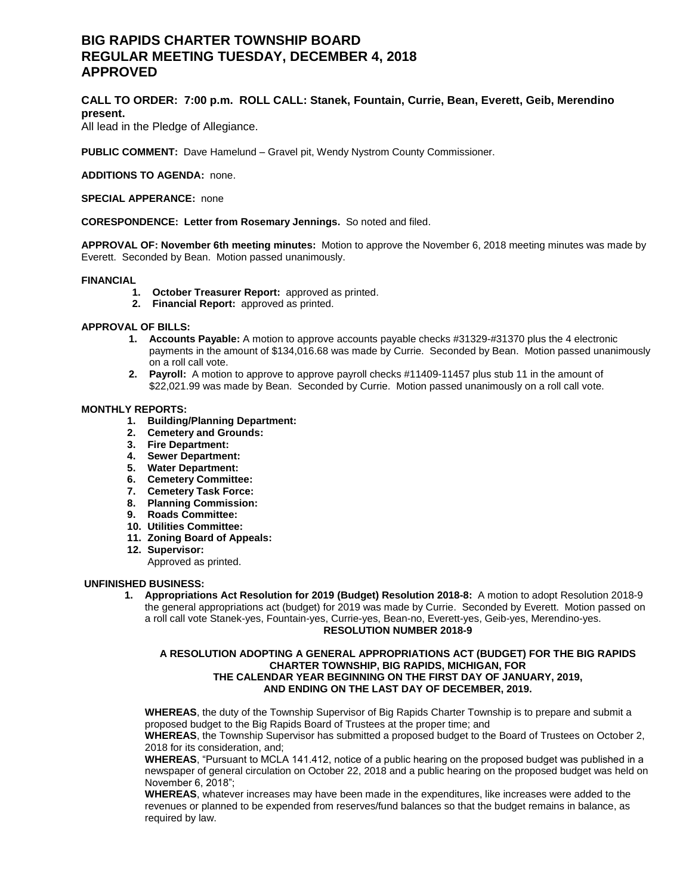# BIG RAPIDS CHARTER TOWNSHIP BOARD
# REGULAR MEETING TUESDAY, DECEMBER 4, 2018
# APPROVED

**CALL TO ORDER: 7:00 p.m. ROLL CALL: Stanek, Fountain, Currie, Bean, Everett, Geib, Merendino present.**

All lead in the Pledge of Allegiance.

**PUBLIC COMMENT:** Dave Hamelund – Gravel pit, Wendy Nystrom County Commissioner.

**ADDITIONS TO AGENDA:** none.

**SPECIAL APPERANCE:** none

**CORESPONDENCE: Letter from Rosemary Jennings.** So noted and filed.

**APPROVAL OF: November 6th meeting minutes:** Motion to approve the November 6, 2018 meeting minutes was made by Everett. Seconded by Bean. Motion passed unanimously.

**FINANCIAL**

1. **October Treasurer Report:** approved as printed.
2. **Financial Report:** approved as printed.

**APPROVAL OF BILLS:**

1. **Accounts Payable:** A motion to approve accounts payable checks #31329-#31370 plus the 4 electronic payments in the amount of $134,016.68 was made by Currie. Seconded by Bean. Motion passed unanimously on a roll call vote.
2. **Payroll:** A motion to approve to approve payroll checks #11409-11457 plus stub 11 in the amount of $22,021.99 was made by Bean. Seconded by Currie. Motion passed unanimously on a roll call vote.

**MONTHLY REPORTS:**

1. **Building/Planning Department:**
2. **Cemetery and Grounds:**
3. **Fire Department:**
4. **Sewer Department:**
5. **Water Department:**
6. **Cemetery Committee:**
7. **Cemetery Task Force:**
8. **Planning Commission:**
9. **Roads Committee:**
10. **Utilities Committee:**
11. **Zoning Board of Appeals:**
12. **Supervisor:**
    Approved as printed.

**UNFINISHED BUSINESS:**

1. **Appropriations Act Resolution for 2019 (Budget) Resolution 2018-8:** A motion to adopt Resolution 2018-9 the general appropriations act (budget) for 2019 was made by Currie. Seconded by Everett. Motion passed on a roll call vote Stanek-yes, Fountain-yes, Currie-yes, Bean-no, Everett-yes, Geib-yes, Merendino-yes.

**RESOLUTION NUMBER 2018-9**

**A RESOLUTION ADOPTING A GENERAL APPROPRIATIONS ACT (BUDGET) FOR THE BIG RAPIDS CHARTER TOWNSHIP, BIG RAPIDS, MICHIGAN, FOR THE CALENDAR YEAR BEGINNING ON THE FIRST DAY OF JANUARY, 2019, AND ENDING ON THE LAST DAY OF DECEMBER, 2019.**

**WHEREAS**, the duty of the Township Supervisor of Big Rapids Charter Township is to prepare and submit a proposed budget to the Big Rapids Board of Trustees at the proper time; and

**WHEREAS**, the Township Supervisor has submitted a proposed budget to the Board of Trustees on October 2, 2018 for its consideration, and;

**WHEREAS**, "Pursuant to MCLA 141.412, notice of a public hearing on the proposed budget was published in a newspaper of general circulation on October 22, 2018 and a public hearing on the proposed budget was held on November 6, 2018";

**WHEREAS**, whatever increases may have been made in the expenditures, like increases were added to the revenues or planned to be expended from reserves/fund balances so that the budget remains in balance, as required by law.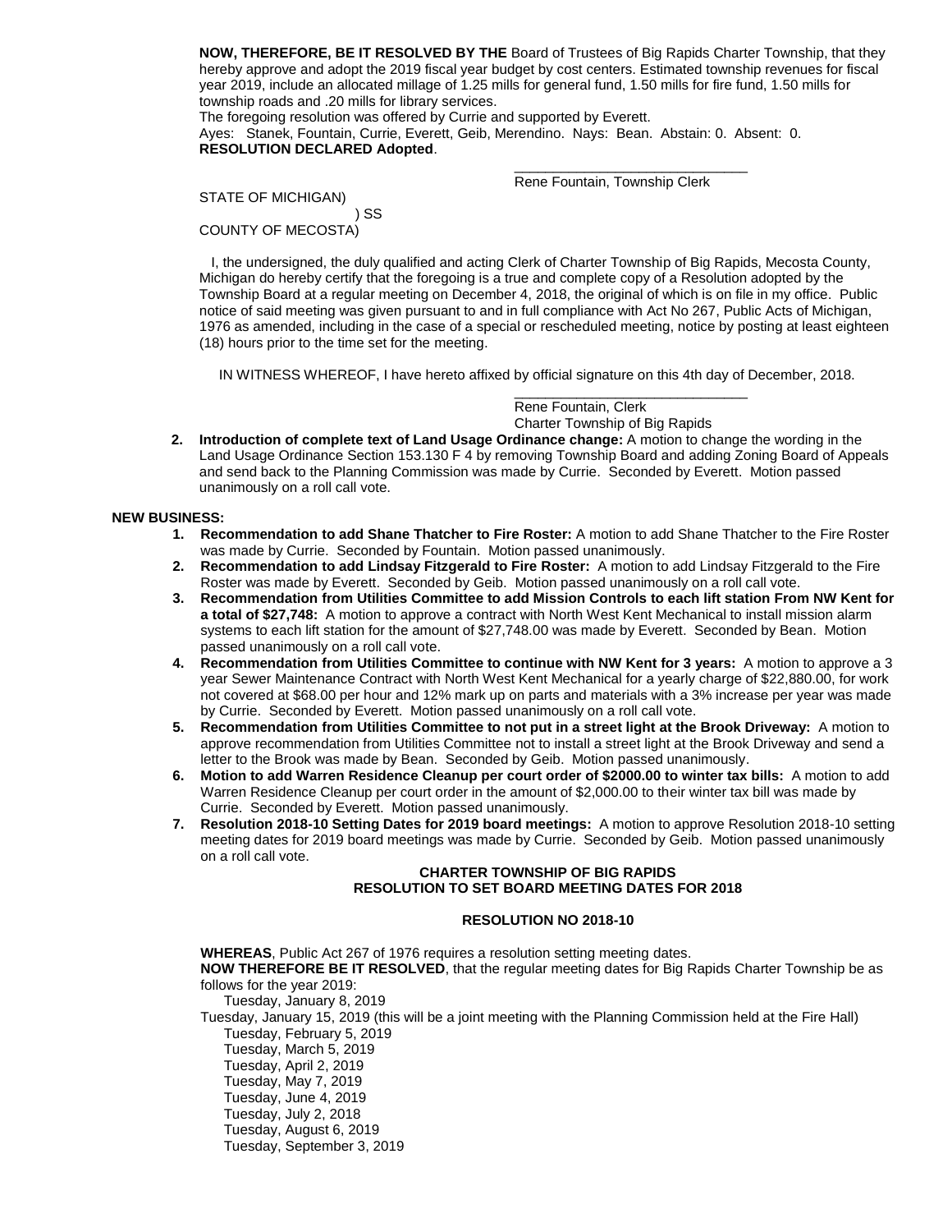**NOW, THEREFORE, BE IT RESOLVED BY THE** Board of Trustees of Big Rapids Charter Township, that they hereby approve and adopt the 2019 fiscal year budget by cost centers. Estimated township revenues for fiscal year 2019, include an allocated millage of 1.25 mills for general fund, 1.50 mills for fire fund, 1.50 mills for township roads and .20 mills for library services.

The foregoing resolution was offered by Currie and supported by Everett.

Ayes: Stanek, Fountain, Currie, Everett, Geib, Merendino. Nays: Bean. Abstain: 0. Absent: 0.

**RESOLUTION DECLARED Adopted**.

\_\_\_\_\_\_\_\_\_\_\_\_\_\_\_\_\_\_\_\_\_\_\_\_\_\_\_\_\_\_
Rene Fountain, Township Clerk

STATE OF MICHIGAN)
) SS
COUNTY OF MECOSTA)

I, the undersigned, the duly qualified and acting Clerk of Charter Township of Big Rapids, Mecosta County, Michigan do hereby certify that the foregoing is a true and complete copy of a Resolution adopted by the Township Board at a regular meeting on December 4, 2018, the original of which is on file in my office. Public notice of said meeting was given pursuant to and in full compliance with Act No 267, Public Acts of Michigan, 1976 as amended, including in the case of a special or rescheduled meeting, notice by posting at least eighteen (18) hours prior to the time set for the meeting.

IN WITNESS WHEREOF, I have hereto affixed by official signature on this 4th day of December, 2018.

\_\_\_\_\_\_\_\_\_\_\_\_\_\_\_\_\_\_\_\_\_\_\_\_\_\_\_\_\_\_
Rene Fountain, Clerk
Charter Township of Big Rapids

2. **Introduction of complete text of Land Usage Ordinance change:** A motion to change the wording in the Land Usage Ordinance Section 153.130 F 4 by removing Township Board and adding Zoning Board of Appeals and send back to the Planning Commission was made by Currie. Seconded by Everett. Motion passed unanimously on a roll call vote.

**NEW BUSINESS:**

1. **Recommendation to add Shane Thatcher to Fire Roster:** A motion to add Shane Thatcher to the Fire Roster was made by Currie. Seconded by Fountain. Motion passed unanimously.
2. **Recommendation to add Lindsay Fitzgerald to Fire Roster:** A motion to add Lindsay Fitzgerald to the Fire Roster was made by Everett. Seconded by Geib. Motion passed unanimously on a roll call vote.
3. **Recommendation from Utilities Committee to add Mission Controls to each lift station From NW Kent for a total of $27,748:** A motion to approve a contract with North West Kent Mechanical to install mission alarm systems to each lift station for the amount of $27,748.00 was made by Everett. Seconded by Bean. Motion passed unanimously on a roll call vote.
4. **Recommendation from Utilities Committee to continue with NW Kent for 3 years:** A motion to approve a 3 year Sewer Maintenance Contract with North West Kent Mechanical for a yearly charge of $22,880.00, for work not covered at $68.00 per hour and 12% mark up on parts and materials with a 3% increase per year was made by Currie. Seconded by Everett. Motion passed unanimously on a roll call vote.
5. **Recommendation from Utilities Committee to not put in a street light at the Brook Driveway:** A motion to approve recommendation from Utilities Committee not to install a street light at the Brook Driveway and send a letter to the Brook was made by Bean. Seconded by Geib. Motion passed unanimously.
6. **Motion to add Warren Residence Cleanup per court order of $2000.00 to winter tax bills:** A motion to add Warren Residence Cleanup per court order in the amount of $2,000.00 to their winter tax bill was made by Currie. Seconded by Everett. Motion passed unanimously.
7. **Resolution 2018-10 Setting Dates for 2019 board meetings:** A motion to approve Resolution 2018-10 setting meeting dates for 2019 board meetings was made by Currie. Seconded by Geib. Motion passed unanimously on a roll call vote.

**CHARTER TOWNSHIP OF BIG RAPIDS**
**RESOLUTION TO SET BOARD MEETING DATES FOR 2018**

**RESOLUTION NO 2018-10**

**WHEREAS**, Public Act 267 of 1976 requires a resolution setting meeting dates.

**NOW THEREFORE BE IT RESOLVED**, that the regular meeting dates for Big Rapids Charter Township be as follows for the year 2019:

Tuesday, January 8, 2019
Tuesday, January 15, 2019 (this will be a joint meeting with the Planning Commission held at the Fire Hall)
Tuesday, February 5, 2019
Tuesday, March 5, 2019
Tuesday, April 2, 2019
Tuesday, May 7, 2019
Tuesday, June 4, 2019
Tuesday, July 2, 2018
Tuesday, August 6, 2019
Tuesday, September 3, 2019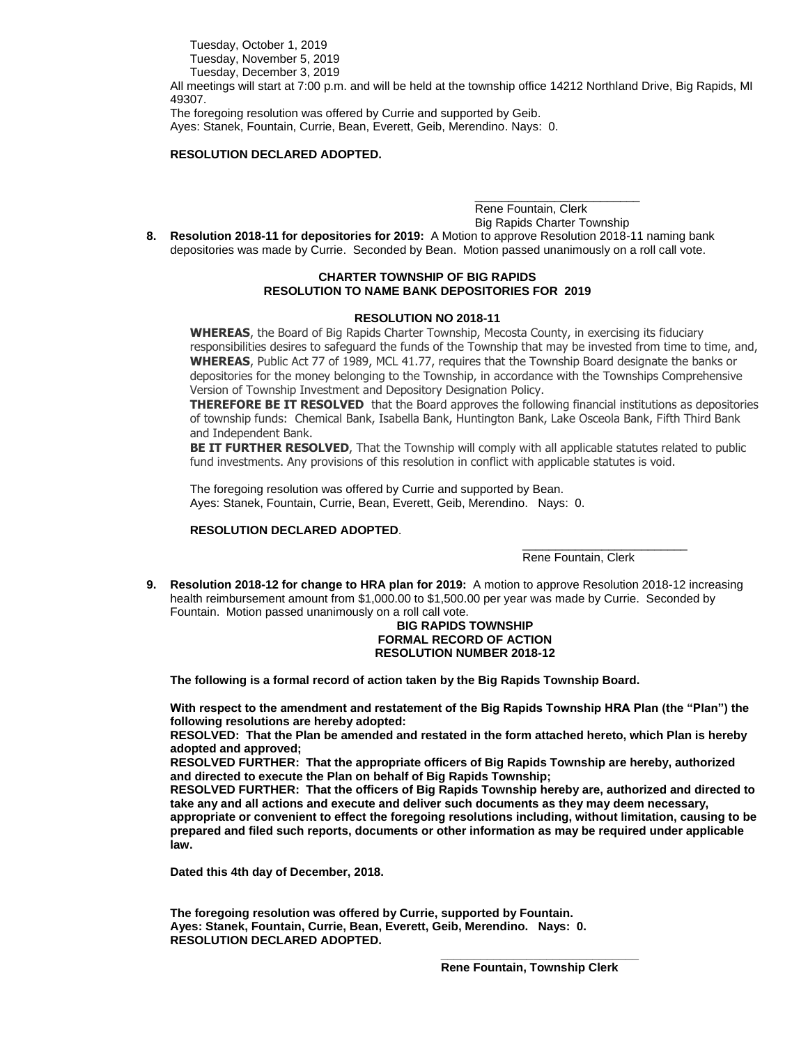Tuesday, October 1, 2019
Tuesday, November 5, 2019
Tuesday, December 3, 2019

All meetings will start at 7:00 p.m. and will be held at the township office 14212 Northland Drive, Big Rapids, MI 49307.

The foregoing resolution was offered by Currie and supported by Geib.
Ayes: Stanek, Fountain, Currie, Bean, Everett, Geib, Merendino. Nays: 0.

**RESOLUTION DECLARED ADOPTED.**

\_\_\_\_\_\_\_\_\_\_\_\_\_\_\_\_\_\_\_\_\_\_\_\_\_
Rene Fountain, Clerk
Big Rapids Charter Township

**8. Resolution 2018-11 for depositories for 2019:** A Motion to approve Resolution 2018-11 naming bank depositories was made by Currie. Seconded by Bean. Motion passed unanimously on a roll call vote.

**CHARTER TOWNSHIP OF BIG RAPIDS**
**RESOLUTION TO NAME BANK DEPOSITORIES FOR 2019**

**RESOLUTION NO 2018-11**

**WHEREAS**, the Board of Big Rapids Charter Township, Mecosta County, in exercising its fiduciary responsibilities desires to safeguard the funds of the Township that may be invested from time to time, and,
**WHEREAS**, Public Act 77 of 1989, MCL 41.77, requires that the Township Board designate the banks or depositories for the money belonging to the Township, in accordance with the Townships Comprehensive Version of Township Investment and Depository Designation Policy.
**THEREFORE BE IT RESOLVED** that the Board approves the following financial institutions as depositories of township funds: Chemical Bank, Isabella Bank, Huntington Bank, Lake Osceola Bank, Fifth Third Bank and Independent Bank.
**BE IT FURTHER RESOLVED**, That the Township will comply with all applicable statutes related to public fund investments. Any provisions of this resolution in conflict with applicable statutes is void.

The foregoing resolution was offered by Currie and supported by Bean.
Ayes: Stanek, Fountain, Currie, Bean, Everett, Geib, Merendino. Nays: 0.

**RESOLUTION DECLARED ADOPTED**.

\_\_\_\_\_\_\_\_\_\_\_\_\_\_\_\_\_\_\_\_\_\_\_\_\_
Rene Fountain, Clerk

**9. Resolution 2018-12 for change to HRA plan for 2019:** A motion to approve Resolution 2018-12 increasing health reimbursement amount from $1,000.00 to $1,500.00 per year was made by Currie. Seconded by Fountain. Motion passed unanimously on a roll call vote.

**BIG RAPIDS TOWNSHIP**
**FORMAL RECORD OF ACTION**
**RESOLUTION NUMBER 2018-12**

**The following is a formal record of action taken by the Big Rapids Township Board.**

**With respect to the amendment and restatement of the Big Rapids Township HRA Plan (the "Plan") the following resolutions are hereby adopted:**
**RESOLVED: That the Plan be amended and restated in the form attached hereto, which Plan is hereby adopted and approved;**
**RESOLVED FURTHER: That the appropriate officers of Big Rapids Township are hereby, authorized and directed to execute the Plan on behalf of Big Rapids Township;**
**RESOLVED FURTHER: That the officers of Big Rapids Township hereby are, authorized and directed to take any and all actions and execute and deliver such documents as they may deem necessary, appropriate or convenient to effect the foregoing resolutions including, without limitation, causing to be prepared and filed such reports, documents or other information as may be required under applicable law.**

**Dated this 4th day of December, 2018.**

**The foregoing resolution was offered by Currie, supported by Fountain.**
**Ayes: Stanek, Fountain, Currie, Bean, Everett, Geib, Merendino. Nays: 0.**
**RESOLUTION DECLARED ADOPTED.**

\_\_\_\_\_\_\_\_\_\_\_\_\_\_\_\_\_\_\_\_\_\_\_\_\_\_\_\_\_\_
**Rene Fountain, Township Clerk**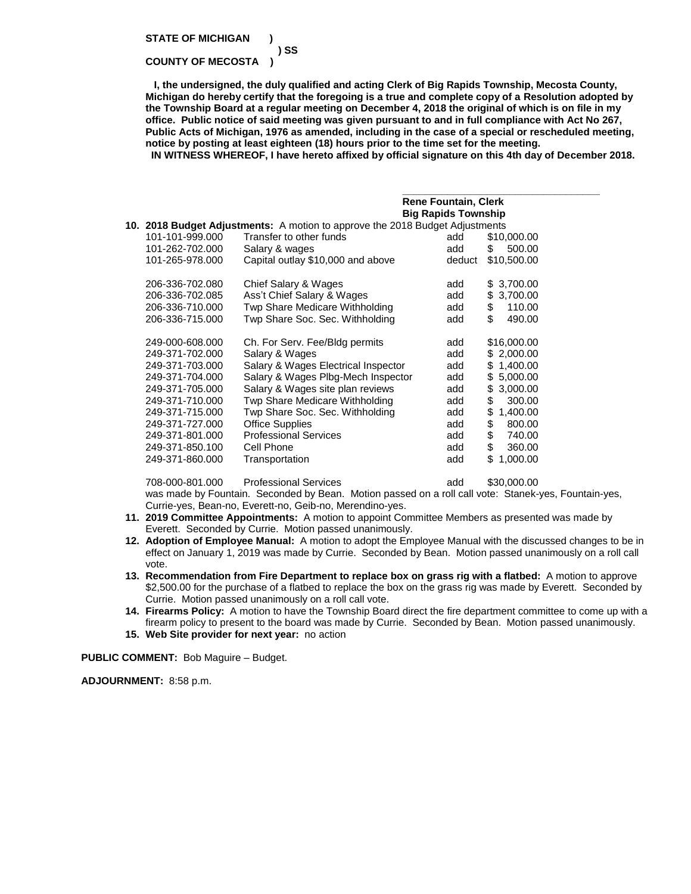**STATE OF MICHIGAN )**
**) SS**
**COUNTY OF MECOSTA )**

**I, the undersigned, the duly qualified and acting Clerk of Big Rapids Township, Mecosta County, Michigan do hereby certify that the foregoing is a true and complete copy of a Resolution adopted by the Township Board at a regular meeting on December 4, 2018 the original of which is on file in my office. Public notice of said meeting was given pursuant to and in full compliance with Act No 267, Public Acts of Michigan, 1976 as amended, including in the case of a special or rescheduled meeting, notice by posting at least eighteen (18) hours prior to the time set for the meeting.**
**IN WITNESS WHEREOF, I have hereto affixed by official signature on this 4th day of December 2018.**

\_\_\_\_\_\_\_\_\_\_\_\_\_\_\_\_\_\_\_\_\_\_\_\_\_\_\_\_\_\_\_\_\_\_\_\_
**Rene Fountain, Clerk**
**Big Rapids Township**

10. **2018 Budget Adjustments:** A motion to approve the 2018 Budget Adjustments

| | | | |
|---|---|---|---|
| 101-101-999.000 | Transfer to other funds | add | $10,000.00 |
| 101-262-702.000 | Salary & wages | add | $ 500.00 |
| 101-265-978.000 | Capital outlay $10,000 and above | deduct | $10,500.00 |
| | | | |
| 206-336-702.080 | Chief Salary & Wages | add | $ 3,700.00 |
| 206-336-702.085 | Ass't Chief Salary & Wages | add | $ 3,700.00 |
| 206-336-710.000 | Twp Share Medicare Withholding | add | $ 110.00 |
| 206-336-715.000 | Twp Share Soc. Sec. Withholding | add | $ 490.00 |
| | | | |
| 249-000-608.000 | Ch. For Serv. Fee/Bldg permits | add | $16,000.00 |
| 249-371-702.000 | Salary & Wages | add | $ 2,000.00 |
| 249-371-703.000 | Salary & Wages Electrical Inspector | add | $ 1,400.00 |
| 249-371-704.000 | Salary & Wages Plbg-Mech Inspector | add | $ 5,000.00 |
| 249-371-705.000 | Salary & Wages site plan reviews | add | $ 3,000.00 |
| 249-371-710.000 | Twp Share Medicare Withholding | add | $ 300.00 |
| 249-371-715.000 | Twp Share Soc. Sec. Withholding | add | $ 1,400.00 |
| 249-371-727.000 | Office Supplies | add | $ 800.00 |
| 249-371-801.000 | Professional Services | add | $ 740.00 |
| 249-371-850.100 | Cell Phone | add | $ 360.00 |
| 249-371-860.000 | Transportation | add | $ 1,000.00 |
| | | | |
| 708-000-801.000 | Professional Services | add | $30,000.00 |

was made by Fountain. Seconded by Bean. Motion passed on a roll call vote: Stanek-yes, Fountain-yes, Currie-yes, Bean-no, Everett-no, Geib-no, Merendino-yes.

11. **2019 Committee Appointments:** A motion to appoint Committee Members as presented was made by Everett. Seconded by Currie. Motion passed unanimously.
12. **Adoption of Employee Manual:** A motion to adopt the Employee Manual with the discussed changes to be in effect on January 1, 2019 was made by Currie. Seconded by Bean. Motion passed unanimously on a roll call vote.
13. **Recommendation from Fire Department to replace box on grass rig with a flatbed:** A motion to approve $2,500.00 for the purchase of a flatbed to replace the box on the grass rig was made by Everett. Seconded by Currie. Motion passed unanimously on a roll call vote.
14. **Firearms Policy:** A motion to have the Township Board direct the fire department committee to come up with a firearm policy to present to the board was made by Currie. Seconded by Bean. Motion passed unanimously.
15. **Web Site provider for next year:** no action

**PUBLIC COMMENT:** Bob Maguire – Budget.

**ADJOURNMENT:** 8:58 p.m.